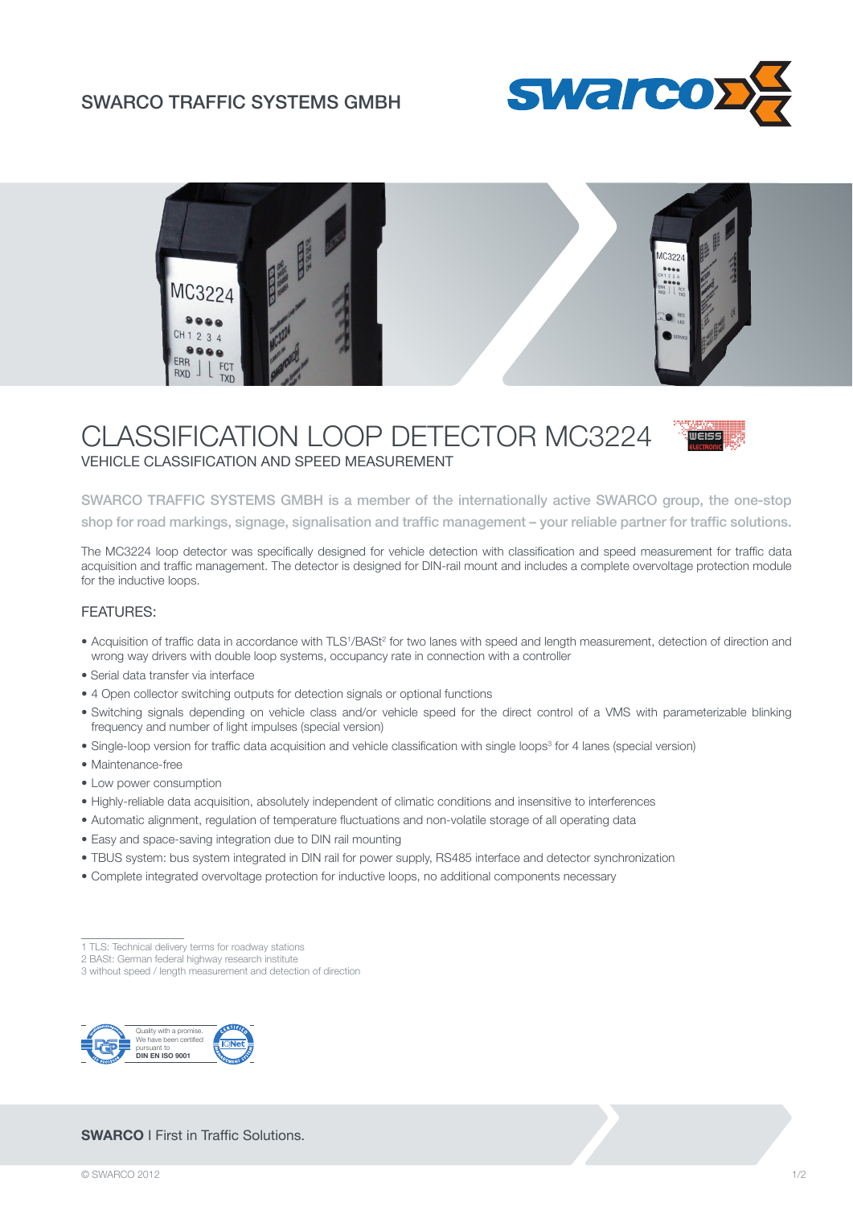SWARCO TRAFFIC SYSTEMS GMBH

# CLASSIFICATION LOOP DETECTOR MC3224

## VEHICLE CLASSIFICATION AND SPEED MEASUREMENT

SWARCO TRAFFIC SYSTEMS GMBH is a member of the internationally active SWARCO group, the one-stop shop for road markings, signage, signalisation and traffic management – your reliable partner for traffic solutions.

The MC3224 loop detector was specifically designed for vehicle detection with classification and speed measurement for traffic data acquisition and traffic management. The detector is designed for DIN-rail mount and includes a complete overvoltage protection module for the inductive loops.

### FEATURES:

- Acquisition of traffic data in accordance with TLS[1]/BASt[2] for two lanes with speed and length measurement, detection of direction and wrong way drivers with double loop systems, occupancy rate in connection with a controller
- Serial data transfer via interface
- 4 Open collector switching outputs for detection signals or optional functions
- Switching signals depending on vehicle class and/or vehicle speed for the direct control of a VMS with parameterizable blinking frequency and number of light impulses (special version)
- Single-loop version for traffic data acquisition and vehicle classification with single loops[3] for 4 lanes (special version)
- Maintenance-free
- Low power consumption
- Highly-reliable data acquisition, absolutely independent of climatic conditions and insensitive to interferences
- Automatic alignment, regulation of temperature fluctuations and non-volatile storage of all operating data
- Easy and space-saving integration due to DIN rail mounting
- TBUS system: bus system integrated in DIN rail for power supply, RS485 interface and detector synchronization
- Complete integrated overvoltage protection for inductive loops, no additional components necessary

1 TLS: Technical delivery terms for roadway stations
2 BASt: German federal highway research institute
3 without speed / length measurement and detection of direction

Quality with a promise. We have been certified pursuant to **DIN EN ISO 9001**

**SWARCO** I First in Traffic Solutions.

© SWARCO 2012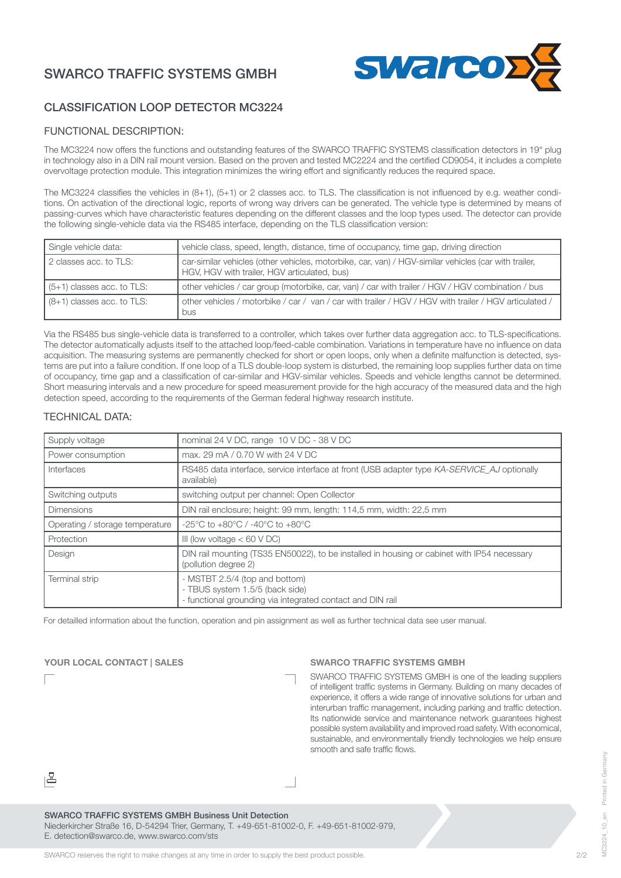# SWARCO TRAFFIC SYSTEMS GMBH

## CLASSIFICATION LOOP DETECTOR MC3224

### FUNCTIONAL DESCRIPTION:

The MC3224 now offers the functions and outstanding features of the SWARCO TRAFFIC SYSTEMS classification detectors in 19" plug in technology also in a DIN rail mount version. Based on the proven and tested MC2224 and the certified CD9054, it includes a complete overvoltage protection module. This integration minimizes the wiring effort and significantly reduces the required space.

The MC3224 classifies the vehicles in (8+1), (5+1) or 2 classes acc. to TLS. The classification is not influenced by e.g. weather conditions. On activation of the directional logic, reports of wrong way drivers can be generated. The vehicle type is determined by means of passing-curves which have characteristic features depending on the different classes and the loop types used. The detector can provide the following single-vehicle data via the RS485 interface, depending on the TLS classification version:

| | |
|---|---|
| Single vehicle data: | vehicle class, speed, length, distance, time of occupancy, time gap, driving direction |
| 2 classes acc. to TLS: | car-similar vehicles (other vehicles, motorbike, car, van) / HGV-similar vehicles (car with trailer, HGV, HGV with trailer, HGV articulated, bus) |
| (5+1) classes acc. to TLS: | other vehicles / car group (motorbike, car, van) / car with trailer / HGV / HGV combination / bus |
| (8+1) classes acc. to TLS: | other vehicles / motorbike / car / van / car with trailer / HGV / HGV with trailer / HGV articulated / bus |

Via the RS485 bus single-vehicle data is transferred to a controller, which takes over further data aggregation acc. to TLS-specifications. The detector automatically adjusts itself to the attached loop/feed-cable combination. Variations in temperature have no influence on data acquisition. The measuring systems are permanently checked for short or open loops, only when a definite malfunction is detected, systems are put into a failure condition. If one loop of a TLS double-loop system is disturbed, the remaining loop supplies further data on time of occupancy, time gap and a classification of car-similar and HGV-similar vehicles. Speeds and vehicle lengths cannot be determined. Short measuring intervals and a new procedure for speed measurement provide for the high accuracy of the measured data and the high detection speed, according to the requirements of the German federal highway research institute.

### TECHNICAL DATA:

| | |
|---|---|
| Supply voltage | nominal 24 V DC, range 10 V DC - 38 V DC |
| Power consumption | max. 29 mA / 0.70 W with 24 V DC |
| Interfaces | RS485 data interface, service interface at front (USB adapter type *KA-SERVICE_AJ* optionally available) |
| Switching outputs | switching output per channel: Open Collector |
| Dimensions | DIN rail enclosure; height: 99 mm, length: 114,5 mm, width: 22,5 mm |
| Operating / storage temperature | -25°C to +80°C / -40°C to +80°C |
| Protection | III (low voltage < 60 V DC) |
| Design | DIN rail mounting (TS35 EN50022), to be installed in housing or cabinet with IP54 necessary (pollution degree 2) |
| Terminal strip | - MSTBT 2.5/4 (top and bottom)<br>- TBUS system 1.5/5 (back side)<br>- functional grounding via integrated contact and DIN rail |

For detailled information about the function, operation and pin assignment as well as further technical data see user manual.

**YOUR LOCAL CONTACT | SALES**

**SWARCO TRAFFIC SYSTEMS GMBH**

SWARCO TRAFFIC SYSTEMS GMBH is one of the leading suppliers of intelligent traffic systems in Germany. Building on many decades of experience, it offers a wide range of innovative solutions for urban and interurban traffic management, including parking and traffic detection. Its nationwide service and maintenance network guarantees highest possible system availability and improved road safety. With economical, sustainable, and environmentally friendly technologies we help ensure smooth and safe traffic flows.

**SWARCO TRAFFIC SYSTEMS GMBH Business Unit Detection**
Niederkircher Straße 16, D-54294 Trier, Germany, T. +49-651-81002-0, F. +49-651-81002-979,
E. detection@swarco.de, www.swarco.com/sts

SWARCO reserves the right to make changes at any time in order to supply the best product possible.

MC3224_10_en Printed in Germany